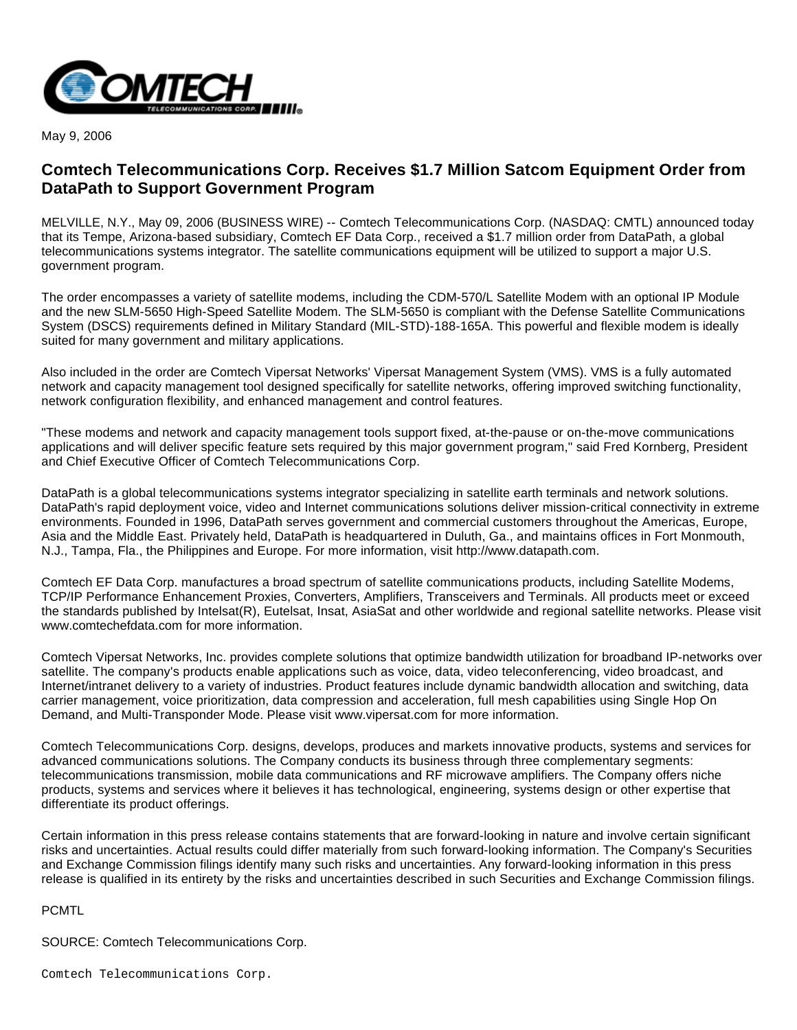May 9, 2006

## Comtech Telecommunications Corp. Receives $1.7 Million Satcom Equipment Order from DataPath to Support Government Program

MELVILLE, N.Y., May 09, 2006 (BUSINESS WIRE) -- Comtech Telecommunications Corp. (NASDAQ: CMTL) announced today that its Tempe, Arizona-based subsidiary, Comtech EF Data Corp., received a $1.7 million order from DataPath, a global telecommunications systems integrator. The satellite communications equipment will be utilized to support a major U.S. government program.

The order encompasses a variety of satellite modems, including the CDM-570/L Satellite Modem with an optional IP Module and the new SLM-5650 High-Speed Satellite Modem. The SLM-5650 is compliant with the Defense Satellite Communications System (DSCS) requirements defined in Military Standard (MIL-STD)-188-165A. This powerful and flexible modem is ideally suited for many government and military applications.

Also included in the order are Comtech Vipersat Networks' Vipersat Management System (VMS). VMS is a fully automated network and capacity management tool designed specifically for satellite networks, offering improved switching functionality, network configuration flexibility, and enhanced management and control features.

"These modems and network and capacity management tools support fixed, at-the-pause or on-the-move communications applications and will deliver specific feature sets required by this major government program," said Fred Kornberg, President and Chief Executive Officer of Comtech Telecommunications Corp.

DataPath is a global telecommunications systems integrator specializing in satellite earth terminals and network solutions. DataPath's rapid deployment voice, video and Internet communications solutions deliver mission-critical connectivity in extreme environments. Founded in 1996, DataPath serves government and commercial customers throughout the Americas, Europe, Asia and the Middle East. Privately held, DataPath is headquartered in Duluth, Ga., and maintains offices in Fort Monmouth, N.J., Tampa, Fla., the Philippines and Europe. For more information, visit http://www.datapath.com.

Comtech EF Data Corp. manufactures a broad spectrum of satellite communications products, including Satellite Modems, TCP/IP Performance Enhancement Proxies, Converters, Amplifiers, Transceivers and Terminals. All products meet or exceed the standards published by Intelsat(R), Eutelsat, Insat, AsiaSat and other worldwide and regional satellite networks. Please visit www.comtechefdata.com for more information.

Comtech Vipersat Networks, Inc. provides complete solutions that optimize bandwidth utilization for broadband IP-networks over satellite. The company's products enable applications such as voice, data, video teleconferencing, video broadcast, and Internet/intranet delivery to a variety of industries. Product features include dynamic bandwidth allocation and switching, data carrier management, voice prioritization, data compression and acceleration, full mesh capabilities using Single Hop On Demand, and Multi-Transponder Mode. Please visit www.vipersat.com for more information.

Comtech Telecommunications Corp. designs, develops, produces and markets innovative products, systems and services for advanced communications solutions. The Company conducts its business through three complementary segments: telecommunications transmission, mobile data communications and RF microwave amplifiers. The Company offers niche products, systems and services where it believes it has technological, engineering, systems design or other expertise that differentiate its product offerings.

Certain information in this press release contains statements that are forward-looking in nature and involve certain significant risks and uncertainties. Actual results could differ materially from such forward-looking information. The Company's Securities and Exchange Commission filings identify many such risks and uncertainties. Any forward-looking information in this press release is qualified in its entirety by the risks and uncertainties described in such Securities and Exchange Commission filings.

PCMTL

SOURCE: Comtech Telecommunications Corp.

```
Comtech Telecommunications Corp.
```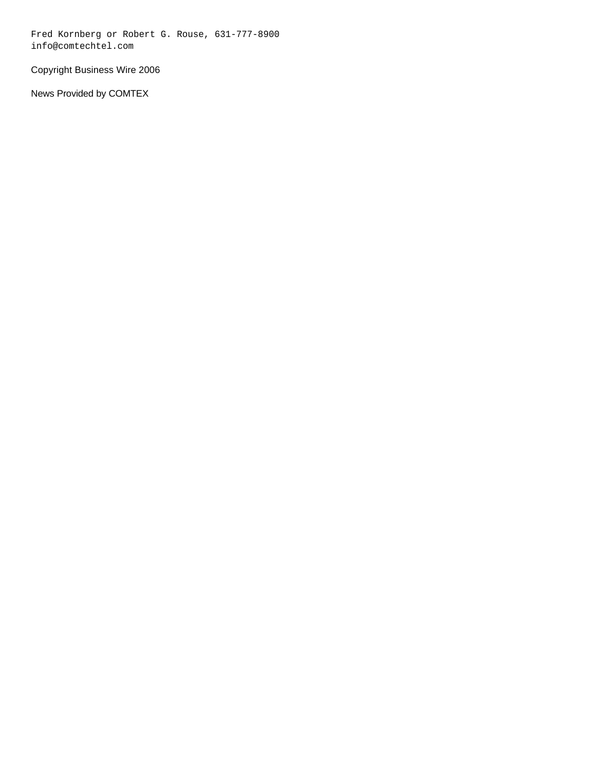```
Fred Kornberg or Robert G. Rouse, 631-777-8900
info@comtechtel.com
```

Copyright Business Wire 2006

News Provided by COMTEX